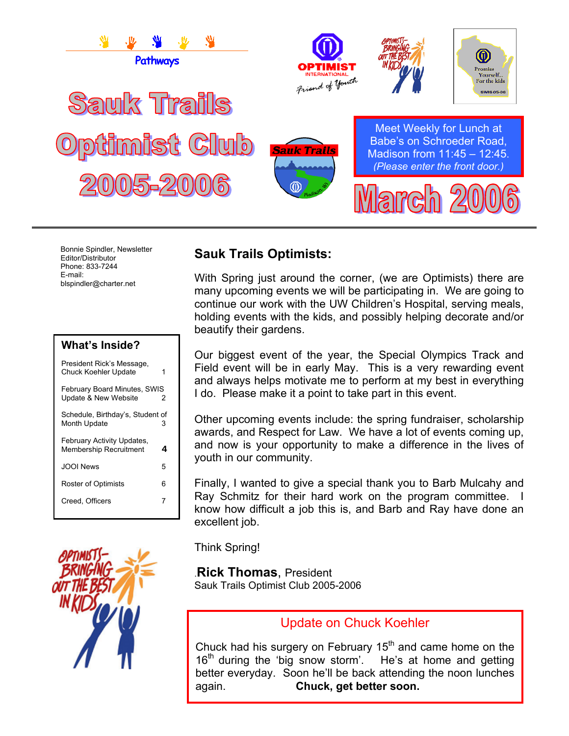Pathways

# Sauk Trails Optimist Club 2005-2006

OPTIMIST INTERNATIONAL
Friend of Youth

OPTIMISTS—BRINGING OUT THE BEST IN KIDS

Promise Yourself... For the kids
SWIS 05-06

Sauk Trails
Madison, WI

Meet Weekly for Lunch at Babe's on Schroeder Road, Madison from 11:45 – 12:45.
*(Please enter the front door.)*

# March 2006

Bonnie Spindler, Newsletter Editor/Distributor
Phone: 833-7244
E-mail:
blspindler@charter.net

**What's Inside?**

| | |
|---|---|
| President Rick's Message, Chuck Koehler Update | 1 |
| February Board Minutes, SWIS Update & New Website | 2 |
| Schedule, Birthday's, Student of Month Update | 3 |
| February Activity Updates, Membership Recruitment | **4** |
| JOOI News | 5 |
| Roster of Optimists | 6 |
| Creed, Officers | 7 |

OPTIMISTS—BRINGING OUT THE BEST IN KIDS

## Sauk Trails Optimists:

With Spring just around the corner, (we are Optimists) there are many upcoming events we will be participating in. We are going to continue our work with the UW Children's Hospital, serving meals, holding events with the kids, and possibly helping decorate and/or beautify their gardens.

Our biggest event of the year, the Special Olympics Track and Field event will be in early May. This is a very rewarding event and always helps motivate me to perform at my best in everything I do. Please make it a point to take part in this event.

Other upcoming events include: the spring fundraiser, scholarship awards, and Respect for Law. We have a lot of events coming up, and now is your opportunity to make a difference in the lives of youth in our community.

Finally, I wanted to give a special thank you to Barb Mulcahy and Ray Schmitz for their hard work on the program committee. I know how difficult a job this is, and Barb and Ray have done an excellent job.

Think Spring!

.**Rick Thomas**, President
Sauk Trails Optimist Club 2005-2006

## Update on Chuck Koehler

Chuck had his surgery on February 15th and came home on the 16th during the 'big snow storm'. He's at home and getting better everyday. Soon he'll be back attending the noon lunches again. **Chuck, get better soon.**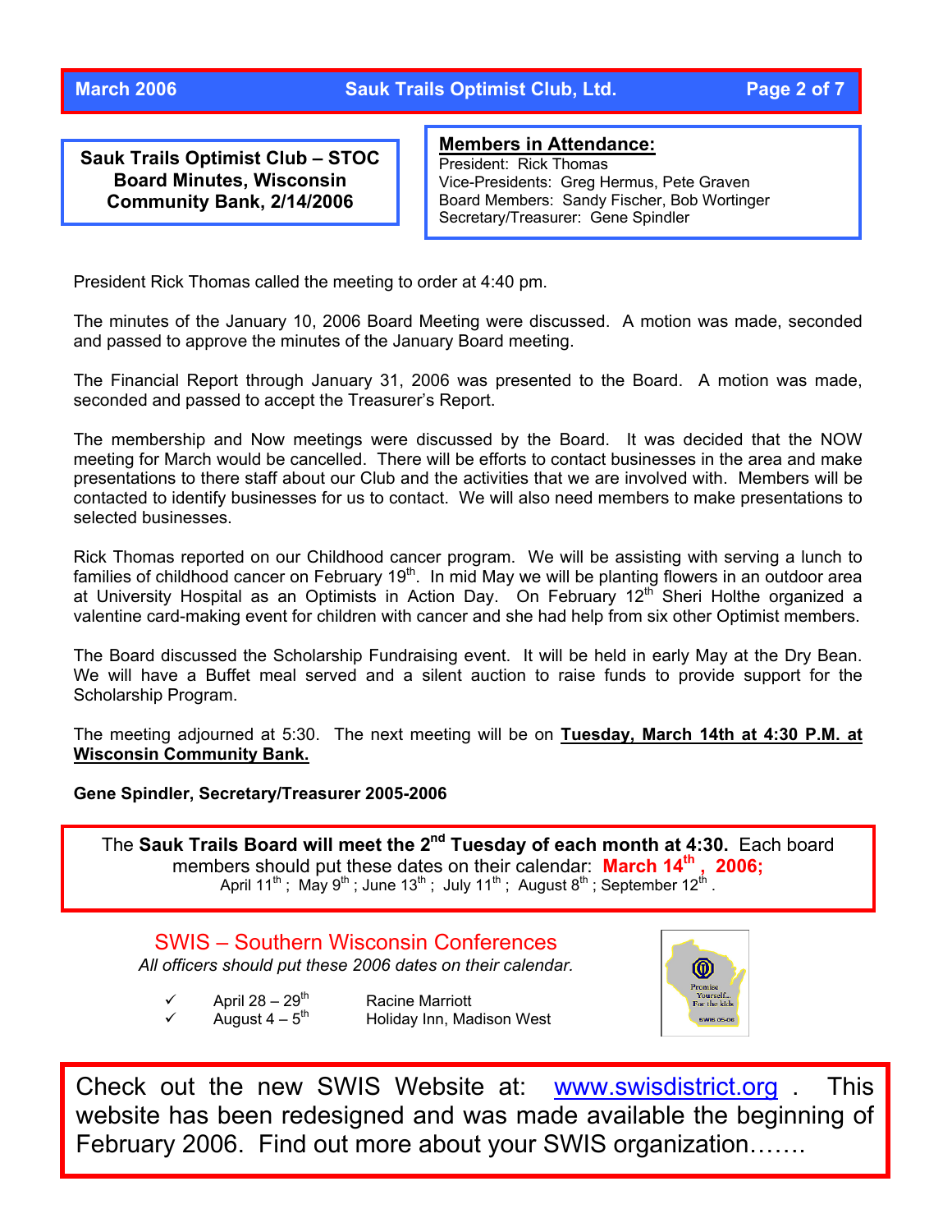## Sauk Trails Optimist Club – STOC Board Minutes, Wisconsin Community Bank, 2/14/2006

**Members in Attendance:**
President: Rick Thomas
Vice-Presidents: Greg Hermus, Pete Graven
Board Members: Sandy Fischer, Bob Wortinger
Secretary/Treasurer: Gene Spindler

President Rick Thomas called the meeting to order at 4:40 pm.

The minutes of the January 10, 2006 Board Meeting were discussed. A motion was made, seconded and passed to approve the minutes of the January Board meeting.

The Financial Report through January 31, 2006 was presented to the Board. A motion was made, seconded and passed to accept the Treasurer's Report.

The membership and Now meetings were discussed by the Board. It was decided that the NOW meeting for March would be cancelled. There will be efforts to contact businesses in the area and make presentations to there staff about our Club and the activities that we are involved with. Members will be contacted to identify businesses for us to contact. We will also need members to make presentations to selected businesses.

Rick Thomas reported on our Childhood cancer program. We will be assisting with serving a lunch to families of childhood cancer on February 19th. In mid May we will be planting flowers in an outdoor area at University Hospital as an Optimists in Action Day. On February 12th Sheri Holthe organized a valentine card-making event for children with cancer and she had help from six other Optimist members.

The Board discussed the Scholarship Fundraising event. It will be held in early May at the Dry Bean. We will have a Buffet meal served and a silent auction to raise funds to provide support for the Scholarship Program.

The meeting adjourned at 5:30. The next meeting will be on **Tuesday, March 14th at 4:30 P.M. at Wisconsin Community Bank.**

**Gene Spindler, Secretary/Treasurer 2005-2006**

The **Sauk Trails Board will meet the 2nd Tuesday of each month at 4:30.** Each board members should put these dates on their calendar: **March 14th , 2006;**
April 11th ; May 9th ; June 13th ; July 11th ; August 8th ; September 12th .

## SWIS – Southern Wisconsin Conferences

*All officers should put these 2006 dates on their calendar.*

- ✓ April 28 – 29th — Racine Marriott
- ✓ August 4 – 5th — Holiday Inn, Madison West

Check out the new SWIS Website at: www.swisdistrict.org . This website has been redesigned and was made available the beginning of February 2006. Find out more about your SWIS organization…….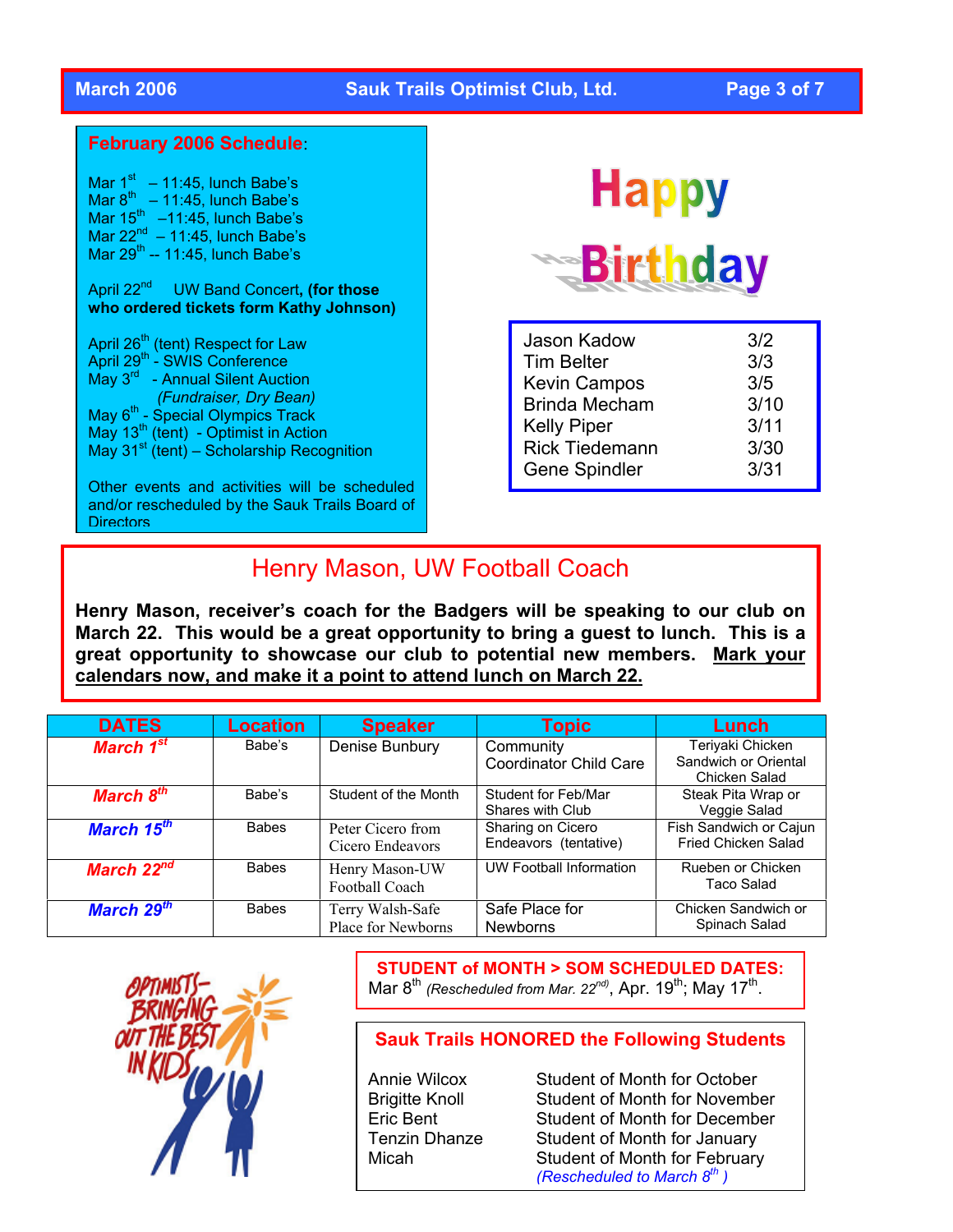## February 2006 Schedule:

Mar 1st – 11:45, lunch Babe's
Mar 8th – 11:45, lunch Babe's
Mar 15th –11:45, lunch Babe's
Mar 22nd – 11:45, lunch Babe's
Mar 29th -- 11:45, lunch Babe's

April 22nd UW Band Concert, **(for those who ordered tickets form Kathy Johnson)**

April 26th (tent) Respect for Law
April 29th - SWIS Conference
May 3rd - Annual Silent Auction
*(Fundraiser, Dry Bean)*
May 6th - Special Olympics Track
May 13th (tent) - Optimist in Action
May 31st (tent) – Scholarship Recognition

Other events and activities will be scheduled and/or rescheduled by the Sauk Trails Board of Directors

## Happy Birthday

| | |
|---|---|
| Jason Kadow | 3/2 |
| Tim Belter | 3/3 |
| Kevin Campos | 3/5 |
| Brinda Mecham | 3/10 |
| Kelly Piper | 3/11 |
| Rick Tiedemann | 3/30 |
| Gene Spindler | 3/31 |

## Henry Mason, UW Football Coach

**Henry Mason, receiver's coach for the Badgers will be speaking to our club on March 22. This would be a great opportunity to bring a guest to lunch. This is a great opportunity to showcase our club to potential new members. <u>Mark your calendars now, and make it a point to attend lunch on March 22.</u>**

| DATES | Location | Speaker | Topic | Lunch |
|---|---|---|---|---|
| *March 1st* | Babe's | Denise Bunbury | Community Coordinator Child Care | Teriyaki Chicken Sandwich or Oriental Chicken Salad |
| *March 8th* | Babe's | Student of the Month | Student for Feb/Mar Shares with Club | Steak Pita Wrap or Veggie Salad |
| *March 15th* | Babes | Peter Cicero from Cicero Endeavors | Sharing on Cicero Endeavors (tentative) | Fish Sandwich or Cajun Fried Chicken Salad |
| *March 22nd* | Babes | Henry Mason-UW Football Coach | UW Football Information | Rueben or Chicken Taco Salad |
| *March 29th* | Babes | Terry Walsh-Safe Place for Newborns | Safe Place for Newborns | Chicken Sandwich or Spinach Salad |

OPTIMISTS—BRINGING OUT THE BEST IN KIDS

**STUDENT of MONTH > SOM SCHEDULED DATES:**
Mar 8th *(Rescheduled from Mar. 22nd)*, Apr. 19th; May 17th.

## Sauk Trails HONORED the Following Students

| | |
|---|---|
| Annie Wilcox | Student of Month for October |
| Brigitte Knoll | Student of Month for November |
| Eric Bent | Student of Month for December |
| Tenzin Dhanze | Student of Month for January |
| Micah | Student of Month for February *(Rescheduled to March 8th )* |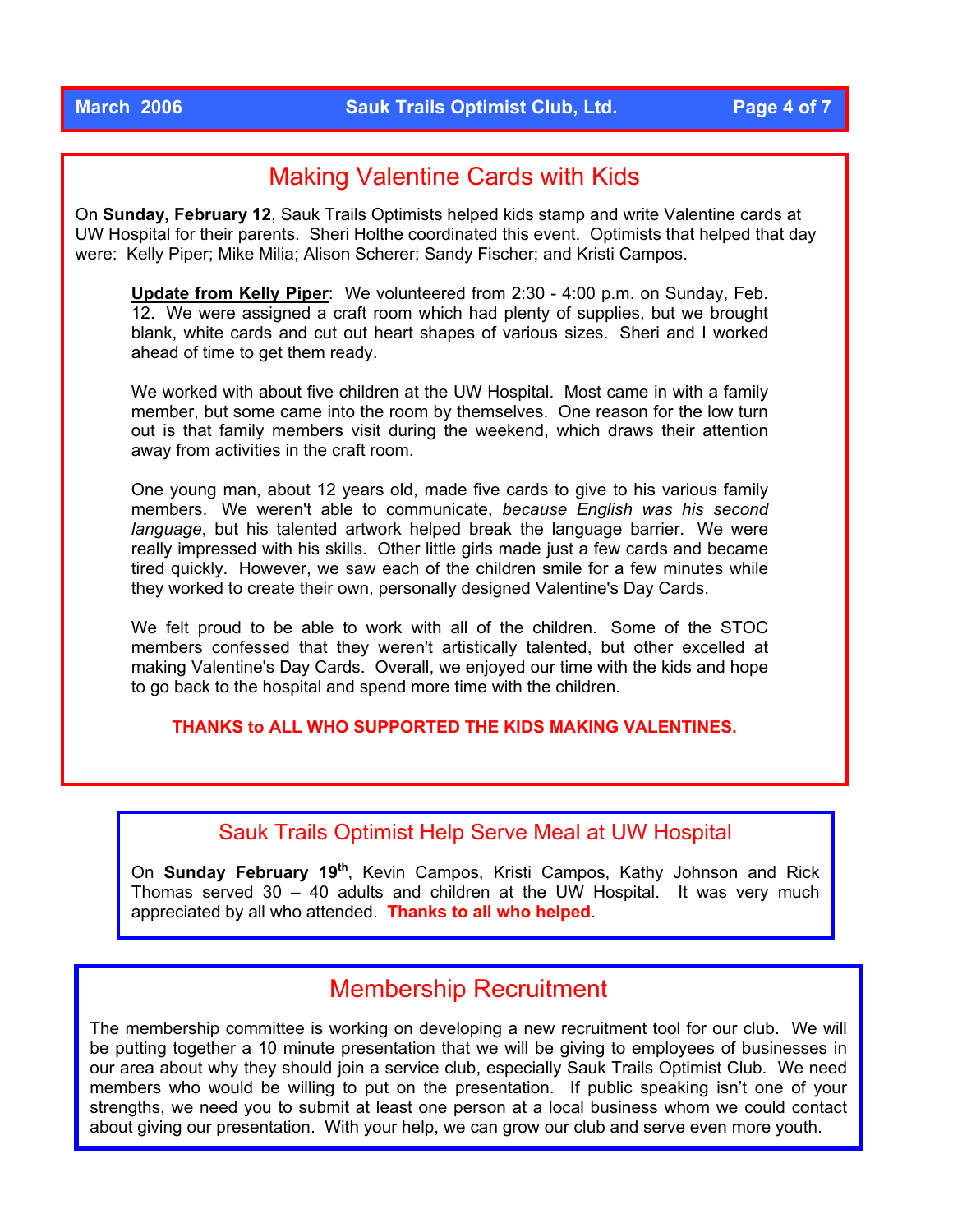## Making Valentine Cards with Kids

On **Sunday, February 12**, Sauk Trails Optimists helped kids stamp and write Valentine cards at UW Hospital for their parents. Sheri Holthe coordinated this event. Optimists that helped that day were: Kelly Piper; Mike Milia; Alison Scherer; Sandy Fischer; and Kristi Campos.

> **Update from Kelly Piper**: We volunteered from 2:30 - 4:00 p.m. on Sunday, Feb. 12. We were assigned a craft room which had plenty of supplies, but we brought blank, white cards and cut out heart shapes of various sizes. Sheri and I worked ahead of time to get them ready.
>
> We worked with about five children at the UW Hospital. Most came in with a family member, but some came into the room by themselves. One reason for the low turn out is that family members visit during the weekend, which draws their attention away from activities in the craft room.
>
> One young man, about 12 years old, made five cards to give to his various family members. We weren't able to communicate, *because English was his second language*, but his talented artwork helped break the language barrier. We were really impressed with his skills. Other little girls made just a few cards and became tired quickly. However, we saw each of the children smile for a few minutes while they worked to create their own, personally designed Valentine's Day Cards.
>
> We felt proud to be able to work with all of the children. Some of the STOC members confessed that they weren't artistically talented, but other excelled at making Valentine's Day Cards. Overall, we enjoyed our time with the kids and hope to go back to the hospital and spend more time with the children.

**THANKS to ALL WHO SUPPORTED THE KIDS MAKING VALENTINES.**

## Sauk Trails Optimist Help Serve Meal at UW Hospital

On **Sunday February 19th**, Kevin Campos, Kristi Campos, Kathy Johnson and Rick Thomas served 30 – 40 adults and children at the UW Hospital. It was very much appreciated by all who attended. **Thanks to all who helped**.

## Membership Recruitment

The membership committee is working on developing a new recruitment tool for our club. We will be putting together a 10 minute presentation that we will be giving to employees of businesses in our area about why they should join a service club, especially Sauk Trails Optimist Club. We need members who would be willing to put on the presentation. If public speaking isn't one of your strengths, we need you to submit at least one person at a local business whom we could contact about giving our presentation. With your help, we can grow our club and serve even more youth.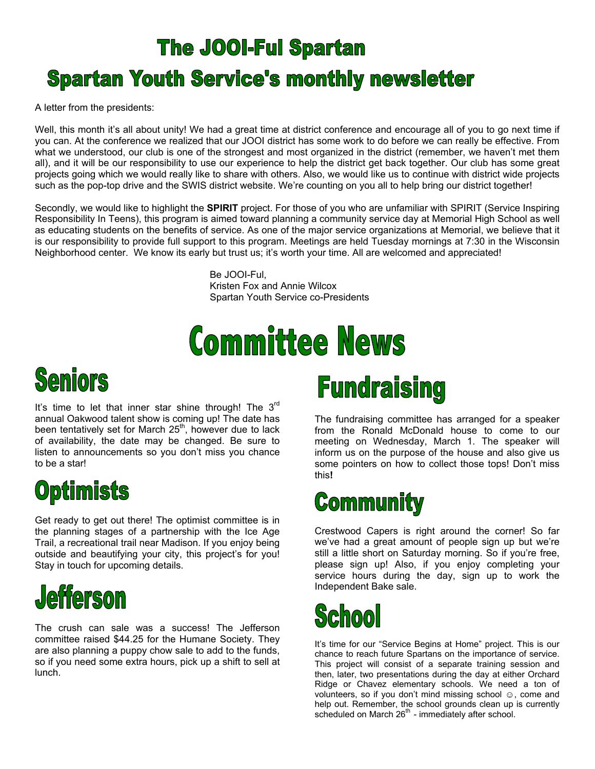# The JOOI-Ful Spartan

## Spartan Youth Service's monthly newsletter

A letter from the presidents:

Well, this month it's all about unity! We had a great time at district conference and encourage all of you to go next time if you can. At the conference we realized that our JOOI district has some work to do before we can really be effective. From what we understood, our club is one of the strongest and most organized in the district (remember, we haven't met them all), and it will be our responsibility to use our experience to help the district get back together. Our club has some great projects going which we would really like to share with others. Also, we would like us to continue with district wide projects such as the pop-top drive and the SWIS district website. We're counting on you all to help bring our district together!

Secondly, we would like to highlight the **SPIRIT** project. For those of you who are unfamiliar with SPIRIT (Service Inspiring Responsibility In Teens), this program is aimed toward planning a community service day at Memorial High School as well as educating students on the benefits of service. As one of the major service organizations at Memorial, we believe that it is our responsibility to provide full support to this program. Meetings are held Tuesday mornings at 7:30 in the Wisconsin Neighborhood center. We know its early but trust us; it's worth your time. All are welcomed and appreciated!

Be JOOI-Ful,
Kristen Fox and Annie Wilcox
Spartan Youth Service co-Presidents

# Committee News

## Seniors

It's time to let that inner star shine through! The 3rd annual Oakwood talent show is coming up! The date has been tentatively set for March 25th, however due to lack of availability, the date may be changed. Be sure to listen to announcements so you don't miss you chance to be a star!

## Optimists

Get ready to get out there! The optimist committee is in the planning stages of a partnership with the Ice Age Trail, a recreational trail near Madison. If you enjoy being outside and beautifying your city, this project's for you! Stay in touch for upcoming details.

## Jefferson

The crush can sale was a success! The Jefferson committee raised $44.25 for the Humane Society. They are also planning a puppy chow sale to add to the funds, so if you need some extra hours, pick up a shift to sell at lunch.

## Fundraising

The fundraising committee has arranged for a speaker from the Ronald McDonald house to come to our meeting on Wednesday, March 1. The speaker will inform us on the purpose of the house and also give us some pointers on how to collect those tops! Don't miss this**!**

## Community

Crestwood Capers is right around the corner! So far we've had a great amount of people sign up but we're still a little short on Saturday morning. So if you're free, please sign up! Also, if you enjoy completing your service hours during the day, sign up to work the Independent Bake sale.

## School

It's time for our "Service Begins at Home" project. This is our chance to reach future Spartans on the importance of service. This project will consist of a separate training session and then, later, two presentations during the day at either Orchard Ridge or Chavez elementary schools. We need a ton of volunteers, so if you don't mind missing school ☺, come and help out. Remember, the school grounds clean up is currently scheduled on March 26th - immediately after school.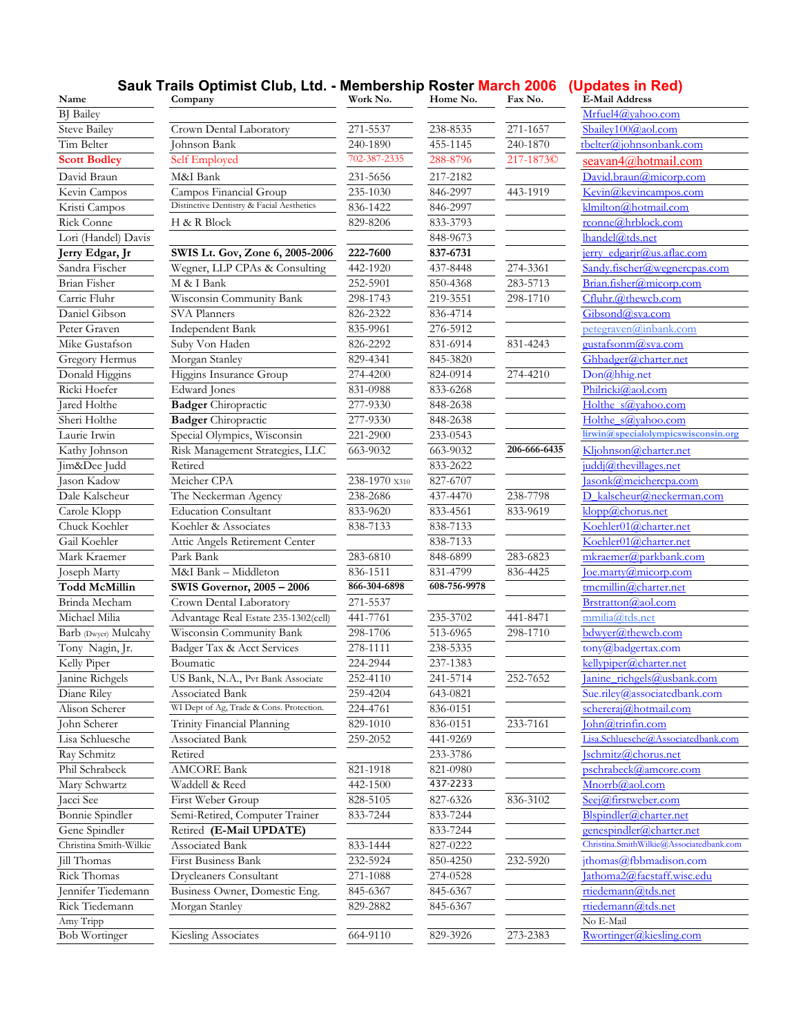# Sauk Trails Optimist Club, Ltd. - Membership Roster March 2006 (Updates in Red)

| Name | Company | Work No. | Home No. | Fax No. | E-Mail Address |
|---|---|---|---|---|---|
| BJ Bailey | | | | | Mrfuel4@yahoo.com |
| Steve Bailey | Crown Dental Laboratory | 271-5537 | 238-8535 | 271-1657 | Sbailey100@aol.com |
| Tim Belter | Johnson Bank | 240-1890 | 455-1145 | 240-1870 | tbelter@johnsonbank.com |
| **Scott Bodley** | Self Employed | 702-387-2335 | 288-8796 | 217-1873© | seavan4@hotmail.com |
| David Braun | M&I Bank | 231-5656 | 217-2182 | | David.braun@micorp.com |
| Kevin Campos | Campos Financial Group | 235-1030 | 846-2997 | 443-1919 | Kevin@kevincampos.com |
| Kristi Campos | Distinctive Dentistry & Facial Aesthetics | 836-1422 | 846-2997 | | klmilton@hotmail.com |
| Rick Conne | H & R Block | 829-8206 | 833-3793 | | rconne@hrblock.com |
| Lori (Handel) Davis | | | 848-9673 | | lhandel@tds.net |
| **Jerry Edgar, Jr** | **SWIS Lt. Gov, Zone 6, 2005-2006** | **222-7600** | **837-6731** | | jerry_edgarjr@us.aflac.com |
| Sandra Fischer | Wegner, LLP CPAs & Consulting | 442-1920 | 437-8448 | 274-3361 | Sandy.fischer@wegnercpas.com |
| Brian Fisher | M & I Bank | 252-5901 | 850-4368 | 283-5713 | Brian.fisher@micorp.com |
| Carrie Fluhr | Wisconsin Community Bank | 298-1743 | 219-3551 | 298-1710 | Cfluhr.@thewcb.com |
| Daniel Gibson | SVA Planners | 826-2322 | 836-4714 | | Gibsond@sva.com |
| Peter Graven | Independent Bank | 835-9961 | 276-5912 | | petegraven@inbank.com |
| Mike Gustafson | Suby Von Haden | 826-2292 | 831-6914 | 831-4243 | gustafsonm@sva.com |
| Gregory Hermus | Morgan Stanley | 829-4341 | 845-3820 | | Ghbadger@charter.net |
| Donald Higgins | Higgins Insurance Group | 274-4200 | 824-0914 | 274-4210 | Don@hhig.net |
| Ricki Hoefer | Edward Jones | 831-0988 | 833-6268 | | Philricki@aol.com |
| Jared Holthe | **Badger** Chiropractic | 277-9330 | 848-2638 | | Holthe_s@yahoo.com |
| Sheri Holthe | **Badger** Chiropractic | 277-9330 | 848-2638 | | Holthe_s@yahoo.com |
| Laurie Irwin | Special Olympics, Wisconsin | 221-2900 | 233-0543 | | lirwin@specialolympicswisconsin.org |
| Kathy Johnson | Risk Management Strategies, LLC | 663-9032 | 663-9032 | **206-666-6435** | Kljohnson@charter.net |
| Jim&Dee Judd | Retired | | 833-2622 | | juddj@thevillages.net |
| Jason Kadow | Meicher CPA | 238-1970 x310 | 827-6707 | | Jasonk@meichercpa.com |
| Dale Kalscheur | The Neckerman Agency | 238-2686 | 437-4470 | 238-7798 | D_kalscheur@neckerman.com |
| Carole Klopp | Education Consultant | 833-9620 | 833-4561 | 833-9619 | klopp@chorus.net |
| Chuck Koehler | Koehler & Associates | 838-7133 | 838-7133 | | Koehler01@charter.net |
| Gail Koehler | Attic Angels Retirement Center | | 838-7133 | | Koehler01@charter.net |
| Mark Kraemer | Park Bank | 283-6810 | 848-6899 | 283-6823 | mkraemer@parkbank.com |
| Joseph Marty | M&I Bank – Middleton | 836-1511 | 831-4799 | 836-4425 | Joe.marty@micorp.com |
| **Todd McMillin** | **SWIS Governor, 2005 – 2006** | **866-304-6898** | **608-756-9978** | | tmcmillin@charter.net |
| Brinda Mecham | Crown Dental Laboratory | 271-5537 | | | Brstratton@aol.com |
| Michael Milia | Advantage Real Estate 235-1302(cell) | 441-7761 | 235-3702 | 441-8471 | mmilia@tds.net |
| Barb (Dwyer) Mulcahy | Wisconsin Community Bank | 298-1706 | 513-6965 | 298-1710 | bdwyer@thewcb.com |
| Tony Nagin, Jr. | Badger Tax & Acct Services | 278-1111 | 238-5335 | | tony@badgertax.com |
| Kelly Piper | Boumatic | 224-2944 | 237-1383 | | kellypiper@charter.net |
| Janine Richgels | US Bank, N.A., Pvt Bank Associate | 252-4110 | 241-5714 | 252-7652 | Janine_richgels@usbank.com |
| Diane Riley | Associated Bank | 259-4204 | 643-0821 | | Sue.riley@associatedbank.com |
| Alison Scherer | WI Dept of Ag, Trade & Cons. Protection. | 224-4761 | 836-0151 | | schereraj@hotmail.com |
| John Scherer | Trinity Financial Planning | 829-1010 | 836-0151 | 233-7161 | John@trinfin.com |
| Lisa Schluesche | Associated Bank | 259-2052 | 441-9269 | | Lisa.Schluesche@Associatedbank.com |
| Ray Schmitz | Retired | | 233-3786 | | Jschmitz@chorus.net |
| Phil Schrabeck | AMCORE Bank | 821-1918 | 821-0980 | | pschrabeck@amcore.com |
| Mary Schwartz | Waddell & Reed | 442-1500 | 437-2233 | | Mnorrb@aol.com |
| Jacci See | First Weber Group | 828-5105 | 827-6326 | 836-3102 | Seej@firstweber.com |
| Bonnie Spindler | Semi-Retired, Computer Trainer | 833-7244 | 833-7244 | | Blspindler@charter.net |
| Gene Spindler | Retired **(E-Mail UPDATE)** | | 833-7244 | | genespindler@charter.net |
| Christina Smith-Wilkie | Associated Bank | 833-1444 | 827-0222 | | Christina.SmithWilkie@Associatedbank.com |
| Jill Thomas | First Business Bank | 232-5924 | 850-4250 | 232-5920 | jthomas@fbbmadison.com |
| Rick Thomas | Drycleaners Consultant | 271-1088 | 274-0528 | | Jathoma2@facstaff.wisc.edu |
| Jennifer Tiedemann | Business Owner, Domestic Eng. | 845-6367 | 845-6367 | | rtiedemann@tds.net |
| Rick Tiedemann | Morgan Stanley | 829-2882 | 845-6367 | | rtiedemann@tds.net |
| Amy Tripp | | | | | No E-Mail |
| Bob Wortinger | Kiesling Associates | 664-9110 | 829-3926 | 273-2383 | Rwortinger@kiesling.com |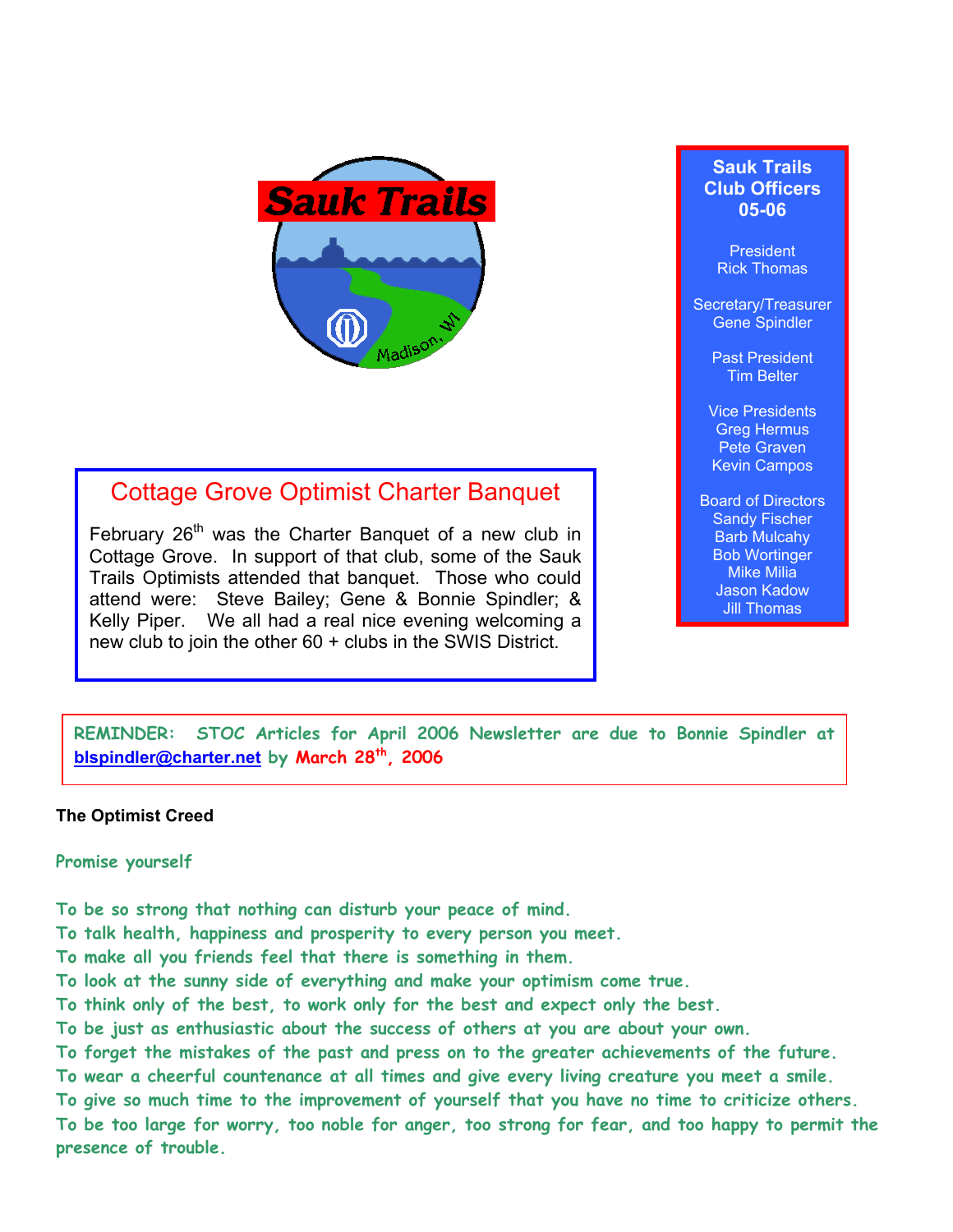Sauk Trails

Madison, WI

## Sauk Trails Club Officers 05-06

President
Rick Thomas

Secretary/Treasurer
Gene Spindler

Past President
Tim Belter

Vice Presidents
Greg Hermus
Pete Graven
Kevin Campos

Board of Directors
Sandy Fischer
Barb Mulcahy
Bob Wortinger
Mike Milia
Jason Kadow
Jill Thomas

## Cottage Grove Optimist Charter Banquet

February 26th was the Charter Banquet of a new club in Cottage Grove. In support of that club, some of the Sauk Trails Optimists attended that banquet. Those who could attend were: Steve Bailey; Gene & Bonnie Spindler; & Kelly Piper. We all had a real nice evening welcoming a new club to join the other 60 + clubs in the SWIS District.

**REMINDER: STOC Articles for April 2006 Newsletter are due to Bonnie Spindler at blspindler@charter.net by March 28th, 2006**

**The Optimist Creed**

Promise yourself

To be so strong that nothing can disturb your peace of mind.
To talk health, happiness and prosperity to every person you meet.
To make all you friends feel that there is something in them.
To look at the sunny side of everything and make your optimism come true.
To think only of the best, to work only for the best and expect only the best.
To be just as enthusiastic about the success of others at you are about your own.
To forget the mistakes of the past and press on to the greater achievements of the future.
To wear a cheerful countenance at all times and give every living creature you meet a smile.
To give so much time to the improvement of yourself that you have no time to criticize others.
To be too large for worry, too noble for anger, too strong for fear, and too happy to permit the presence of trouble.